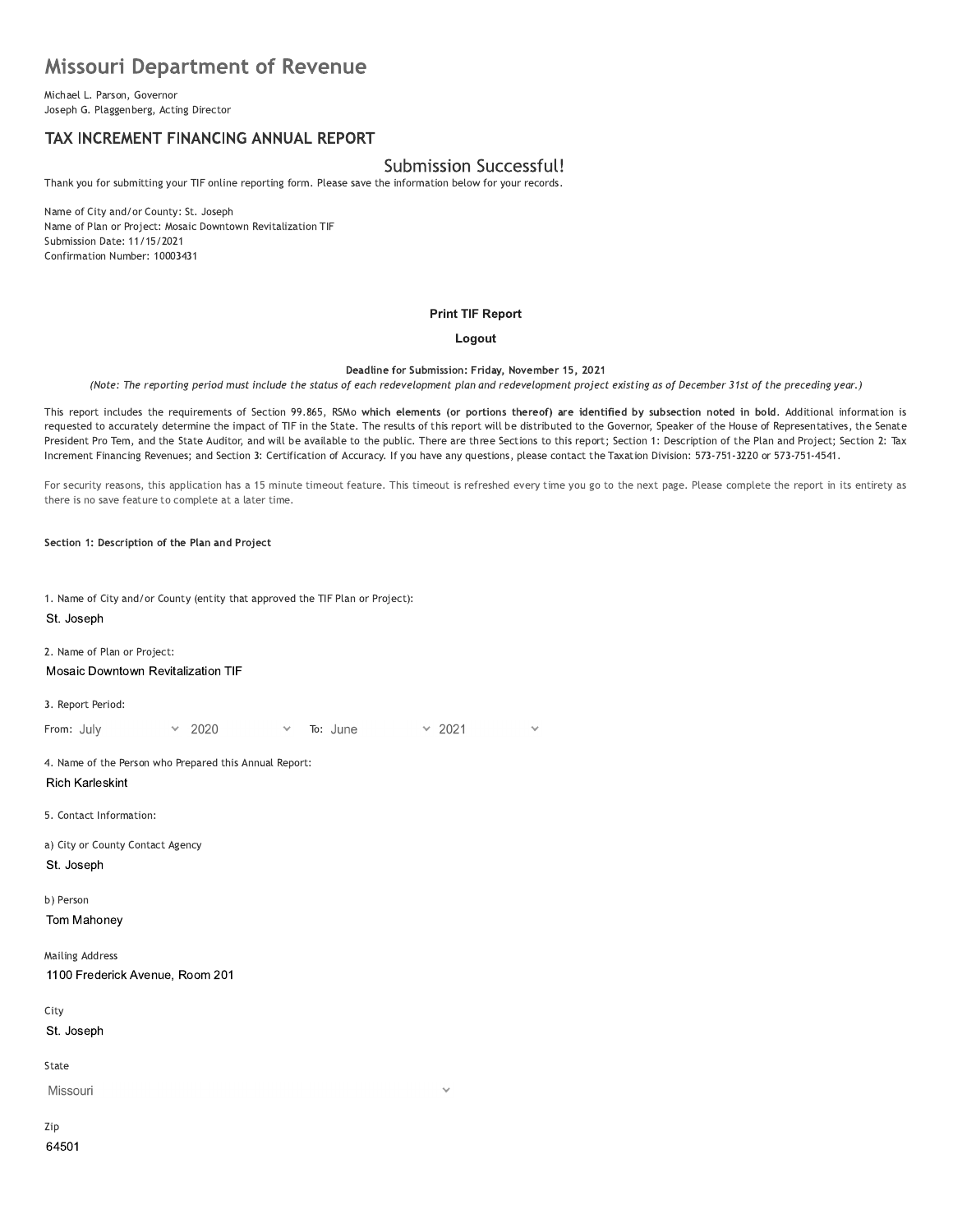# Missouri Department of Revenue

Michael L. Parson, Governor
Joseph G. Plaggenberg, Acting Director

## TAX INCREMENT FINANCING ANNUAL REPORT

### Submission Successful!

Thank you for submitting your TIF online reporting form. Please save the information below for your records.

Name of City and/or County: St. Joseph
Name of Plan or Project: Mosaic Downtown Revitalization TIF
Submission Date: 11/15/2021
Confirmation Number: 10003431

**Print TIF Report**

**Logout**

**Deadline for Submission: Friday, November 15, 2021**

*(Note: The reporting period must include the status of each redevelopment plan and redevelopment project existing as of December 31st of the preceding year.)*

This report includes the requirements of Section 99.865, RSMo **which elements (or portions thereof) are identified by subsection noted in bold**. Additional information is requested to accurately determine the impact of TIF in the State. The results of this report will be distributed to the Governor, Speaker of the House of Representatives, the Senate President Pro Tem, and the State Auditor, and will be available to the public. There are three Sections to this report; Section 1: Description of the Plan and Project; Section 2: Tax Increment Financing Revenues; and Section 3: Certification of Accuracy. If you have any questions, please contact the Taxation Division: 573-751-3220 or 573-751-4541.

For security reasons, this application has a 15 minute timeout feature. This timeout is refreshed every time you go to the next page. Please complete the report in its entirety as there is no save feature to complete at a later time.

**Section 1: Description of the Plan and Project**

1. Name of City and/or County (entity that approved the TIF Plan or Project):

St. Joseph

2. Name of Plan or Project:

Mosaic Downtown Revitalization TIF

3. Report Period:

From: July 2020 To: June 2021

4. Name of the Person who Prepared this Annual Report:

Rich Karleskint

5. Contact Information:

a) City or County Contact Agency

St. Joseph

b) Person

Tom Mahoney

Mailing Address

1100 Frederick Avenue, Room 201

City

St. Joseph

State

Missouri

Zip

64501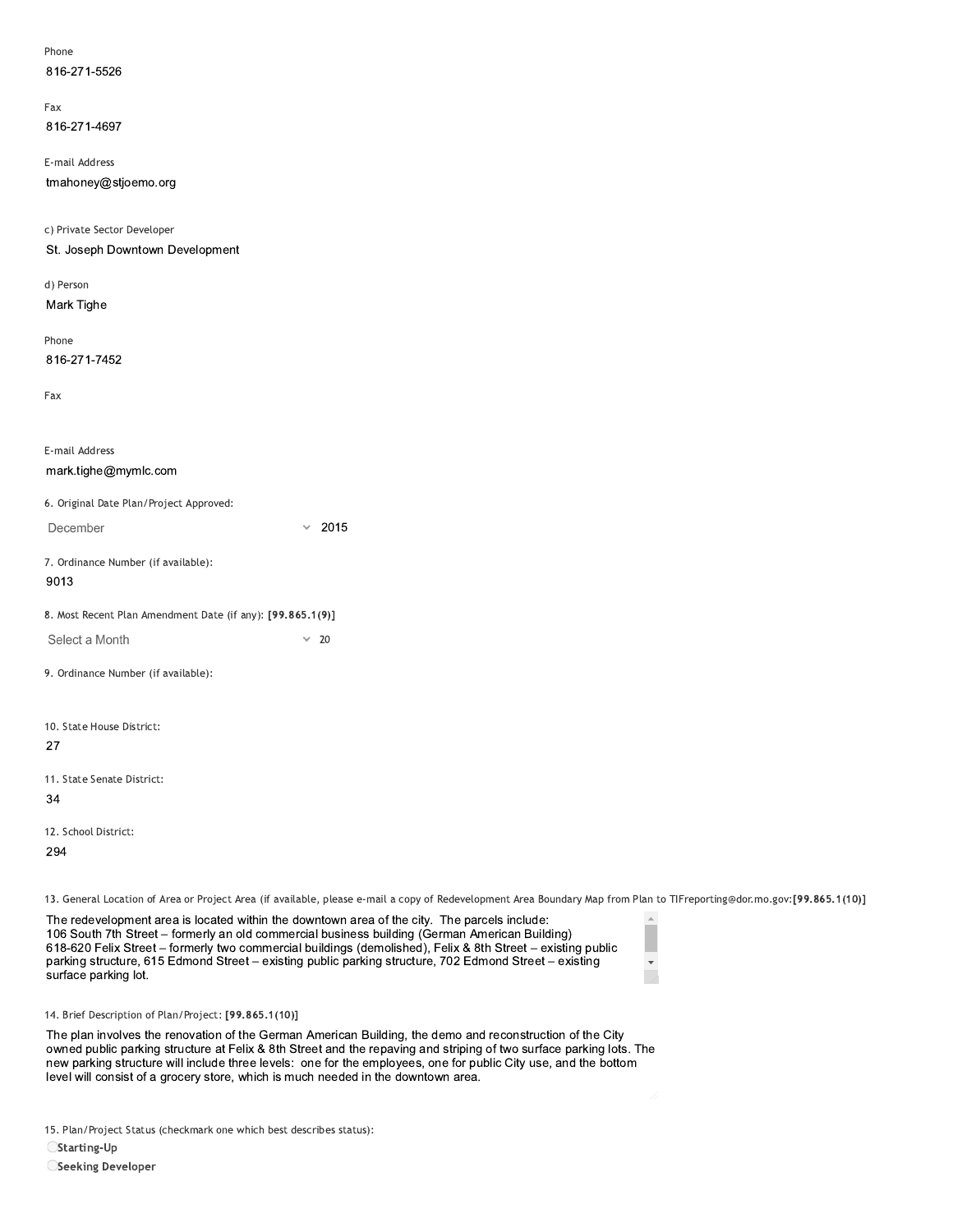Phone

816-271-5526

Fax

816-271-4697

E-mail Address

tmahoney@stjoemo.org

c) Private Sector Developer

St. Joseph Downtown Development

d) Person

Mark Tighe

Phone

816-271-7452

Fax

E-mail Address

mark.tighe@mymlc.com

6. Original Date Plan/Project Approved:

December 2015

7. Ordinance Number (if available):

9013

8. Most Recent Plan Amendment Date (if any): **[99.865.1(9)]**

Select a Month 20

9. Ordinance Number (if available):

10. State House District:

27

11. State Senate District:

34

12. School District:

294

13. General Location of Area or Project Area (if available, please e-mail a copy of Redevelopment Area Boundary Map from Plan to TIFreporting@dor.mo.gov:**[99.865.1(10)]**

The redevelopment area is located within the downtown area of the city. The parcels include:
106 South 7th Street – formerly an old commercial business building (German American Building)
618-620 Felix Street – formerly two commercial buildings (demolished), Felix & 8th Street – existing public parking structure, 615 Edmond Street – existing public parking structure, 702 Edmond Street – existing surface parking lot.

14. Brief Description of Plan/Project: **[99.865.1(10)]**

The plan involves the renovation of the German American Building, the demo and reconstruction of the City owned public parking structure at Felix & 8th Street and the repaving and striping of two surface parking lots. The new parking structure will include three levels: one for the employees, one for public City use, and the bottom level will consist of a grocery store, which is much needed in the downtown area.

15. Plan/Project Status (checkmark one which best describes status):

- **Starting-Up**
- **Seeking Developer**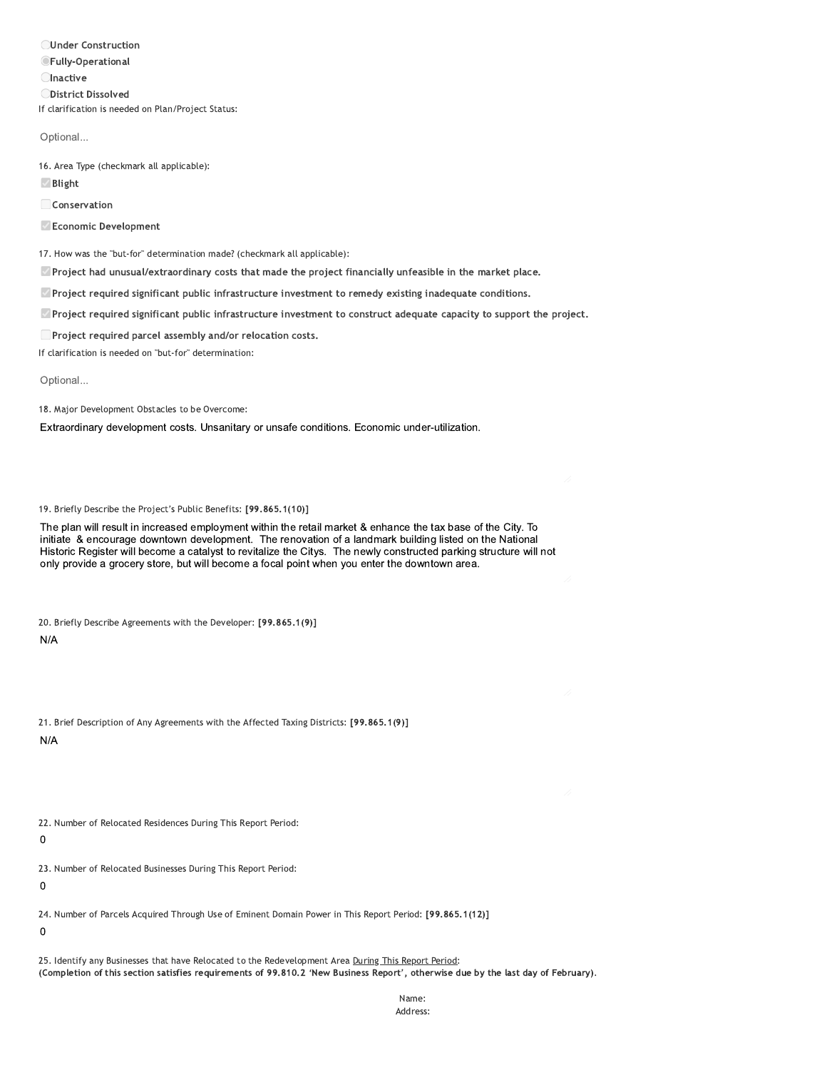- ○ **Under Construction**
- ◉ **Fully-Operational**
- ○ **Inactive**
- ○ **District Dissolved**

If clarification is needed on Plan/Project Status:

Optional...

16. Area Type (checkmark all applicable):

- [x] **Blight**
- [ ] **Conservation**
- [x] **Economic Development**

17. How was the "but-for" determination made? (checkmark all applicable):

- [x] **Project had unusual/extraordinary costs that made the project financially unfeasible in the market place.**
- [x] **Project required significant public infrastructure investment to remedy existing inadequate conditions.**
- [x] **Project required significant public infrastructure investment to construct adequate capacity to support the project.**
- [ ] **Project required parcel assembly and/or relocation costs.**

If clarification is needed on "but-for" determination:

Optional...

18. Major Development Obstacles to be Overcome:

Extraordinary development costs. Unsanitary or unsafe conditions. Economic under-utilization.

19. Briefly Describe the Project's Public Benefits: **[99.865.1(10)]**

The plan will result in increased employment within the retail market & enhance the tax base of the City. To initiate & encourage downtown development. The renovation of a landmark building listed on the National Historic Register will become a catalyst to revitalize the Citys. The newly constructed parking structure will not only provide a grocery store, but will become a focal point when you enter the downtown area.

20. Briefly Describe Agreements with the Developer: **[99.865.1(9)]**

N/A

21. Brief Description of Any Agreements with the Affected Taxing Districts: **[99.865.1(9)]**

N/A

22. Number of Relocated Residences During This Report Period:

0

23. Number of Relocated Businesses During This Report Period:

0

24. Number of Parcels Acquired Through Use of Eminent Domain Power in This Report Period: **[99.865.1(12)]**

0

25. Identify any Businesses that have Relocated to the Redevelopment Area During This Report Period:
**(Completion of this section satisfies requirements of 99.810.2 'New Business Report', otherwise due by the last day of February).**

Name:
Address: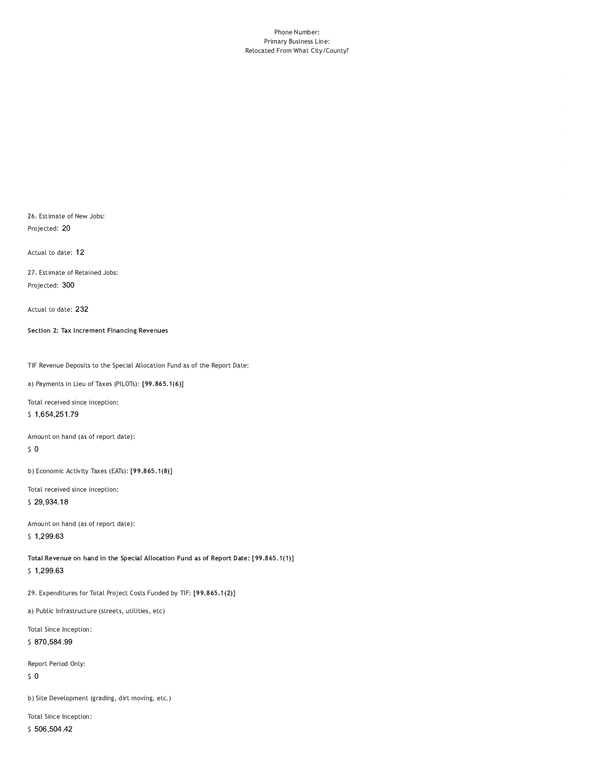Phone Number:
Primary Business Line:
Relocated From What City/County?

26. Estimate of New Jobs:

Projected: 20

Actual to date: 12

27. Estimate of Retained Jobs:

Projected: 300

Actual to date: 232

**Section 2: Tax Increment Financing Revenues**

TIF Revenue Deposits to the Special Allocation Fund as of the Report Date:

a) Payments in Lieu of Taxes (PILOTs): **[99.865.1(6)]**

Total received since inception:

$ 1,654,251.79

Amount on hand (as of report date):

$ 0

b) Economic Activity Taxes (EATs): **[99.865.1(8)]**

Total received since inception:

$ 29,934.18

Amount on hand (as of report date):

$ 1,299.63

**Total Revenue on hand in the Special Allocation Fund as of Report Date: [99.865.1(1)]**

$ 1,299.63

29. Expenditures for Total Project Costs Funded by TIF: **[99.865.1(2)]**

a) Public Infrastructure (streets, utilities, etc)

Total Since Inception:

$ 870,584.99

Report Period Only:

$ 0

b) Site Development (grading, dirt moving, etc.)

Total Since Inception:

$ 506,504.42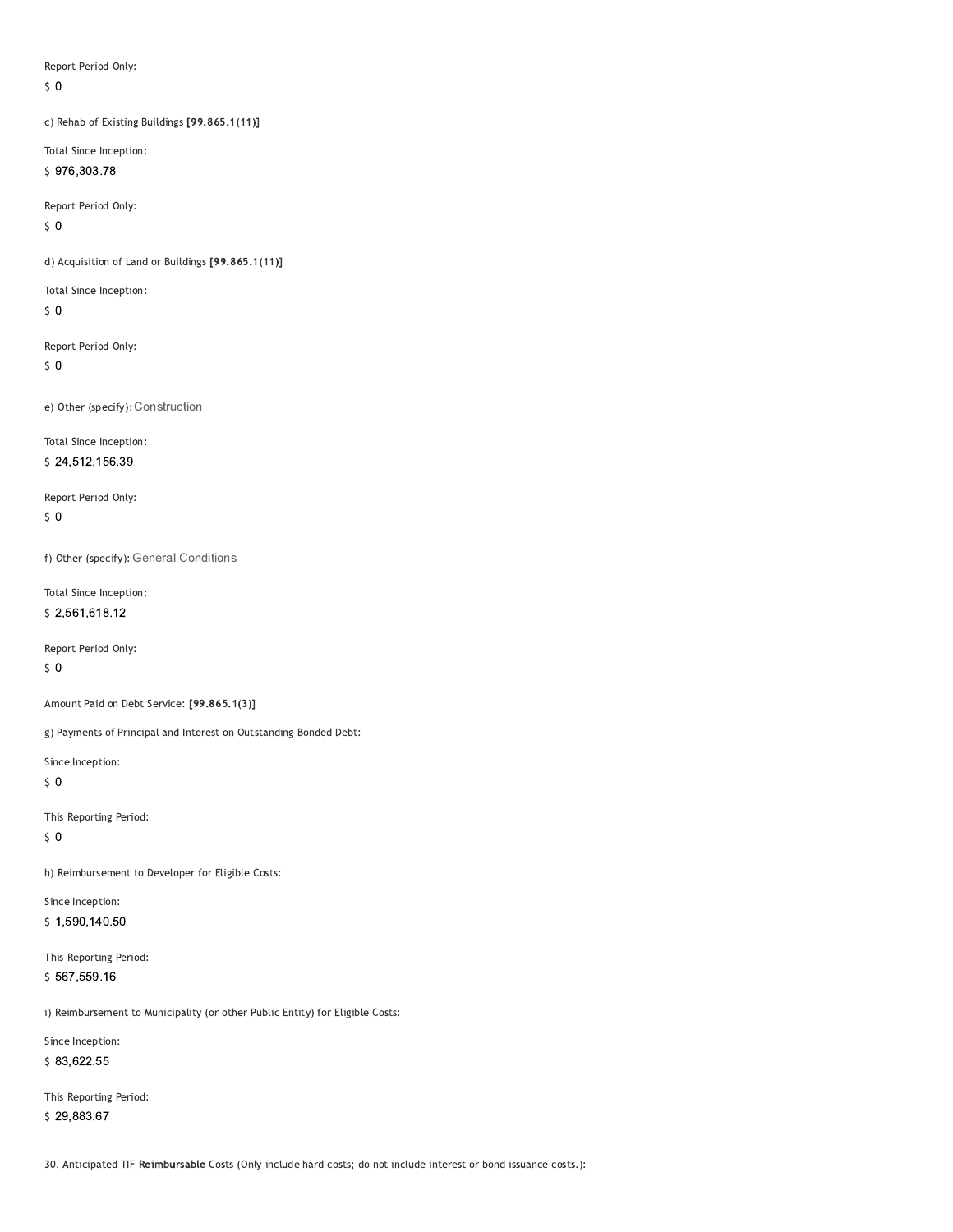Report Period Only:

$ 0

c) Rehab of Existing Buildings **[99.865.1(11)]**

Total Since Inception:

$ 976,303.78

Report Period Only:

$ 0

d) Acquisition of Land or Buildings **[99.865.1(11)]**

Total Since Inception:

$ 0

Report Period Only:

$ 0

e) Other (specify): Construction

Total Since Inception:

$ 24,512,156.39

Report Period Only:

$ 0

f) Other (specify): General Conditions

Total Since Inception:

$ 2,561,618.12

Report Period Only:

$ 0

Amount Paid on Debt Service: **[99.865.1(3)]**

g) Payments of Principal and Interest on Outstanding Bonded Debt:

Since Inception:

$ 0

This Reporting Period:

$ 0

h) Reimbursement to Developer for Eligible Costs:

Since Inception:

$ 1,590,140.50

This Reporting Period:

$ 567,559.16

i) Reimbursement to Municipality (or other Public Entity) for Eligible Costs:

Since Inception:

$ 83,622.55

This Reporting Period:

$ 29,883.67

30. Anticipated TIF **Reimbursable** Costs (Only include hard costs; do not include interest or bond issuance costs.):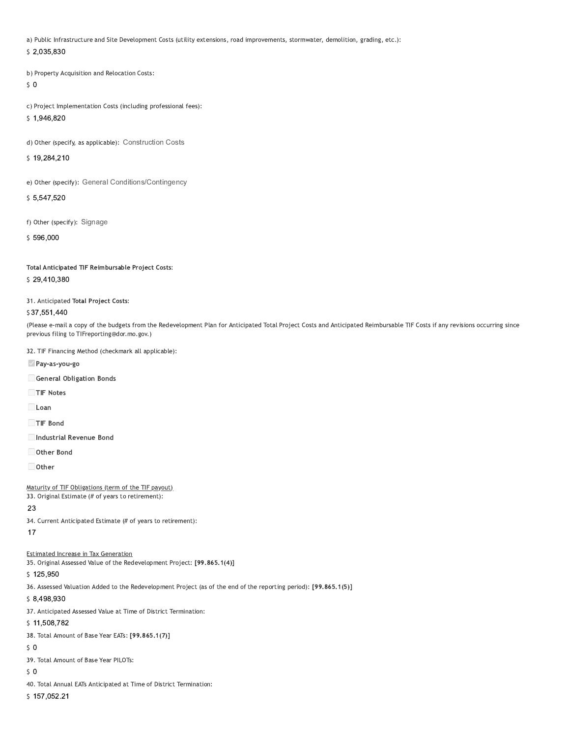a) Public Infrastructure and Site Development Costs (utility extensions, road improvements, stormwater, demolition, grading, etc.):

$ 2,035,830

b) Property Acquisition and Relocation Costs:

$ 0

c) Project Implementation Costs (including professional fees):

$ 1,946,820

d) Other (specify, as applicable): Construction Costs

$ 19,284,210

e) Other (specify): General Conditions/Contingency

$ 5,547,520

f) Other (specify): Signage

$ 596,000

**Total Anticipated TIF Reimbursable Project Costs:**

$ 29,410,380

31. Anticipated **Total Project Costs:**

$37,551,440

(Please e-mail a copy of the budgets from the Redevelopment Plan for Anticipated Total Project Costs and Anticipated Reimbursable TIF Costs if any revisions occurring since previous filing to TIFreporting@dor.mo.gov.)

32. TIF Financing Method (checkmark all applicable):

- [x] **Pay-as-you-go**
- [ ] **General Obligation Bonds**
- [ ] **TIF Notes**
- [ ] **Loan**
- [ ] **TIF Bond**
- [ ] **Industrial Revenue Bond**
- [ ] **Other Bond**
- [ ] **Other**

Maturity of TIF Obligations (term of the TIF payout)

33. Original Estimate (# of years to retirement):

23

34. Current Anticipated Estimate (# of years to retirement):

17

Estimated Increase in Tax Generation

35. Original Assessed Value of the Redevelopment Project: **[99.865.1(4)]**

$ 125,950

36. Assessed Valuation Added to the Redevelopment Project (as of the end of the reporting period): **[99.865.1(5)]**

$ 8,498,930

37. Anticipated Assessed Value at Time of District Termination:

$ 11,508,782

38. Total Amount of Base Year EATs: **[99.865.1(7)]**

$ 0

39. Total Amount of Base Year PILOTs:

$ 0

40. Total Annual EATs Anticipated at Time of District Termination:

$ 157,052.21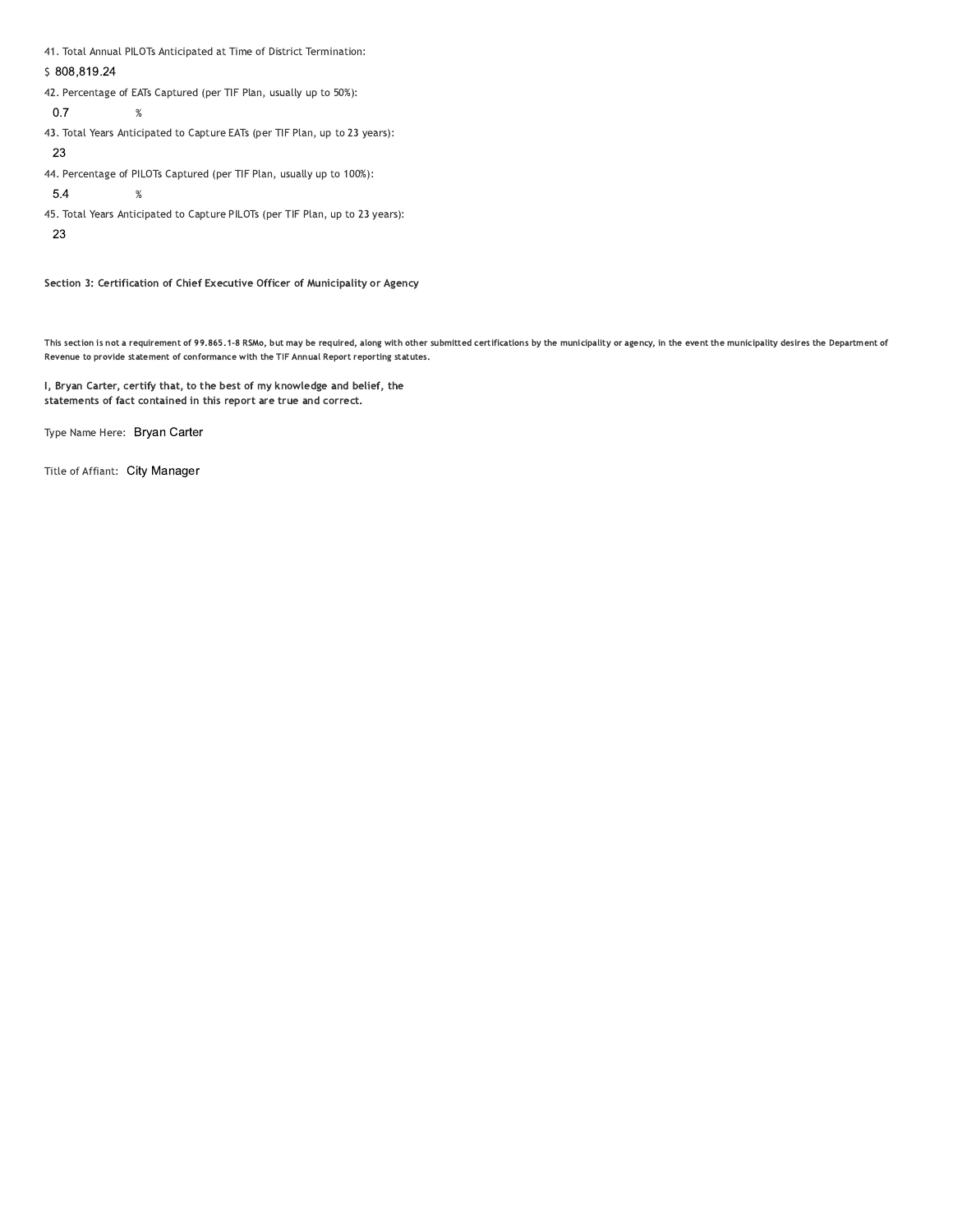41. Total Annual PILOTs Anticipated at Time of District Termination:

$ 808,819.24

42. Percentage of EATs Captured (per TIF Plan, usually up to 50%):

0.7 %

43. Total Years Anticipated to Capture EATs (per TIF Plan, up to 23 years):

23

44. Percentage of PILOTs Captured (per TIF Plan, usually up to 100%):

5.4 %

45. Total Years Anticipated to Capture PILOTs (per TIF Plan, up to 23 years):

23

**Section 3: Certification of Chief Executive Officer of Municipality or Agency**

**This section is not a requirement of 99.865.1-8 RSMo, but may be required, along with other submitted certifications by the municipality or agency, in the event the municipality desires the Department of Revenue to provide statement of conformance with the TIF Annual Report reporting statutes.**

**I, Bryan Carter, certify that, to the best of my knowledge and belief, the statements of fact contained in this report are true and correct.**

Type Name Here: Bryan Carter

Title of Affiant: City Manager